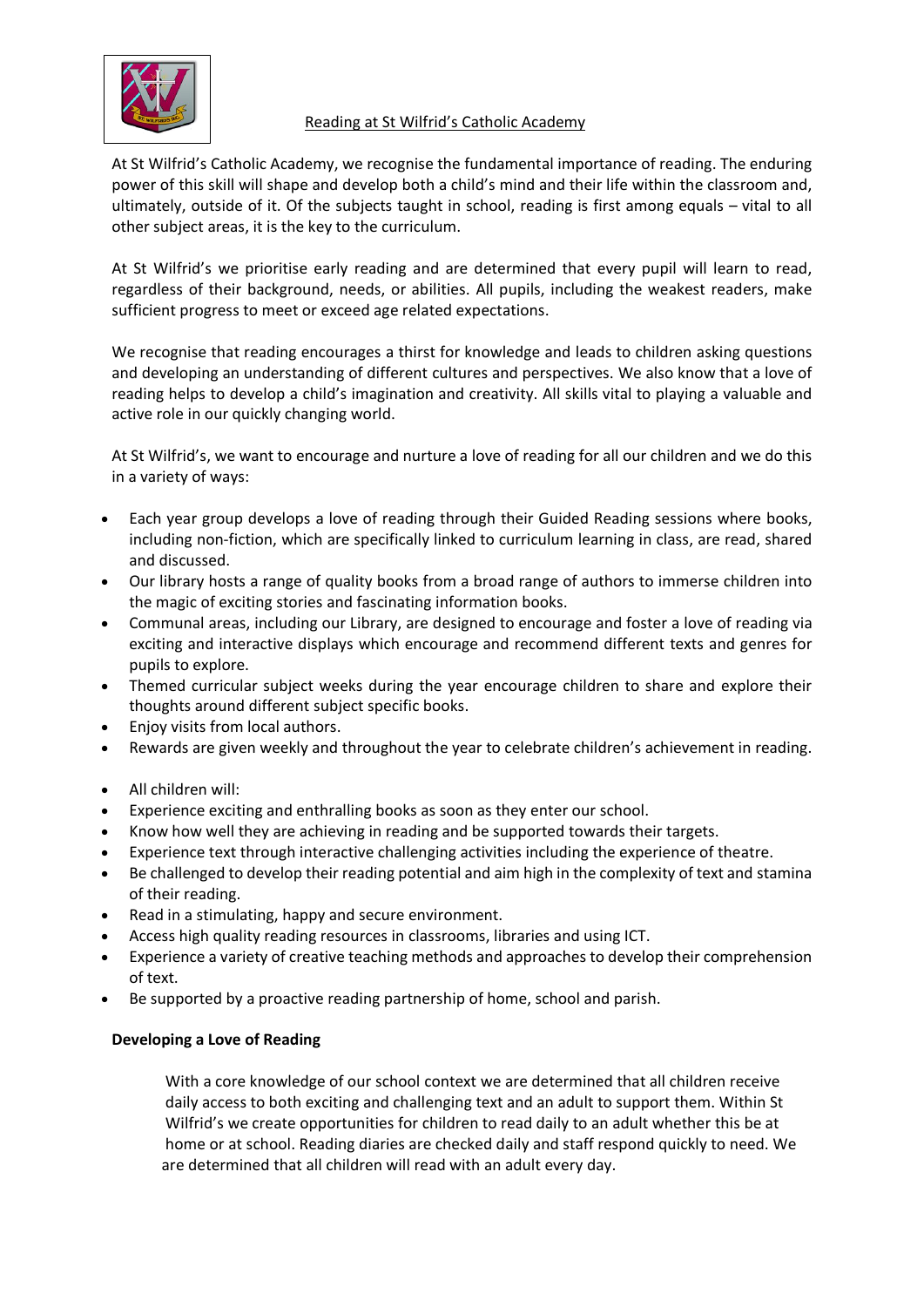# Reading at St Wilfrid's Catholic Academy

At St Wilfrid's Catholic Academy, we recognise the fundamental importance of reading. The enduring power of this skill will shape and develop both a child's mind and their life within the classroom and, ultimately, outside of it. Of the subjects taught in school, reading is first among equals – vital to all other subject areas, it is the key to the curriculum.

At St Wilfrid's we prioritise early reading and are determined that every pupil will learn to read, regardless of their background, needs, or abilities. All pupils, including the weakest readers, make sufficient progress to meet or exceed age related expectations.

We recognise that reading encourages a thirst for knowledge and leads to children asking questions and developing an understanding of different cultures and perspectives. We also know that a love of reading helps to develop a child's imagination and creativity. All skills vital to playing a valuable and active role in our quickly changing world.

At St Wilfrid's, we want to encourage and nurture a love of reading for all our children and we do this in a variety of ways:

- Each year group develops a love of reading through their Guided Reading sessions where books, including non-fiction, which are specifically linked to curriculum learning in class, are read, shared and discussed.
- Our library hosts a range of quality books from a broad range of authors to immerse children into the magic of exciting stories and fascinating information books.
- Communal areas, including our Library, are designed to encourage and foster a love of reading via exciting and interactive displays which encourage and recommend different texts and genres for pupils to explore.
- Themed curricular subject weeks during the year encourage children to share and explore their thoughts around different subject specific books.
- Enjoy visits from local authors.
- Rewards are given weekly and throughout the year to celebrate children's achievement in reading.

- All children will:
- Experience exciting and enthralling books as soon as they enter our school.
- Know how well they are achieving in reading and be supported towards their targets.
- Experience text through interactive challenging activities including the experience of theatre.
- Be challenged to develop their reading potential and aim high in the complexity of text and stamina of their reading.
- Read in a stimulating, happy and secure environment.
- Access high quality reading resources in classrooms, libraries and using ICT.
- Experience a variety of creative teaching methods and approaches to develop their comprehension of text.
- Be supported by a proactive reading partnership of home, school and parish.

**Developing a Love of Reading**

With a core knowledge of our school context we are determined that all children receive daily access to both exciting and challenging text and an adult to support them. Within St Wilfrid's we create opportunities for children to read daily to an adult whether this be at home or at school. Reading diaries are checked daily and staff respond quickly to need. We are determined that all children will read with an adult every day.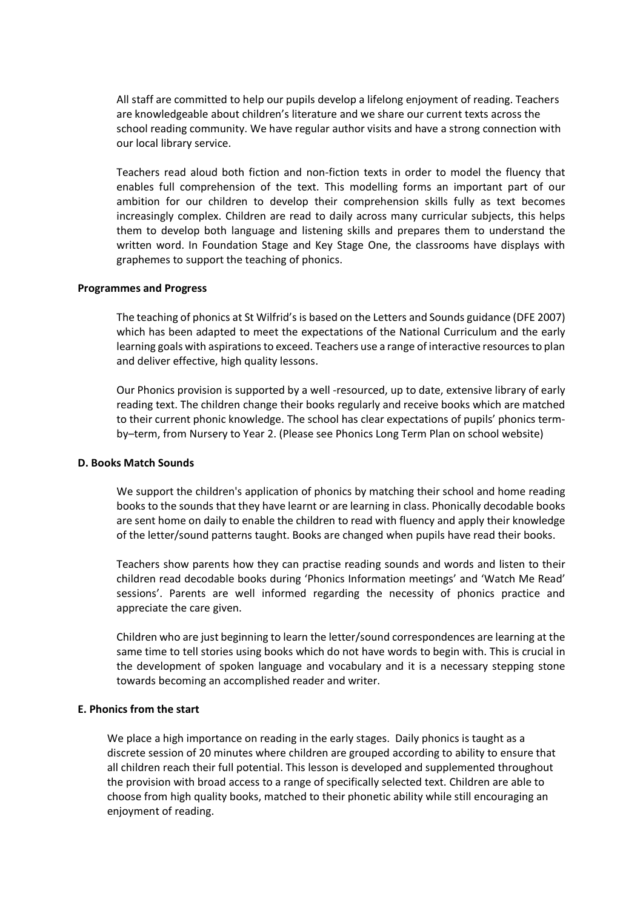All staff are committed to help our pupils develop a lifelong enjoyment of reading. Teachers are knowledgeable about children's literature and we share our current texts across the school reading community. We have regular author visits and have a strong connection with our local library service.

Teachers read aloud both fiction and non-fiction texts in order to model the fluency that enables full comprehension of the text. This modelling forms an important part of our ambition for our children to develop their comprehension skills fully as text becomes increasingly complex. Children are read to daily across many curricular subjects, this helps them to develop both language and listening skills and prepares them to understand the written word. In Foundation Stage and Key Stage One, the classrooms have displays with graphemes to support the teaching of phonics.

**Programmes and Progress**

The teaching of phonics at St Wilfrid's is based on the Letters and Sounds guidance (DFE 2007) which has been adapted to meet the expectations of the National Curriculum and the early learning goals with aspirations to exceed. Teachers use a range of interactive resources to plan and deliver effective, high quality lessons.

Our Phonics provision is supported by a well -resourced, up to date, extensive library of early reading text. The children change their books regularly and receive books which are matched to their current phonic knowledge. The school has clear expectations of pupils' phonics term-by–term, from Nursery to Year 2. (Please see Phonics Long Term Plan on school website)

**D. Books Match Sounds**

We support the children's application of phonics by matching their school and home reading books to the sounds that they have learnt or are learning in class. Phonically decodable books are sent home on daily to enable the children to read with fluency and apply their knowledge of the letter/sound patterns taught. Books are changed when pupils have read their books.

Teachers show parents how they can practise reading sounds and words and listen to their children read decodable books during 'Phonics Information meetings' and 'Watch Me Read' sessions'. Parents are well informed regarding the necessity of phonics practice and appreciate the care given.

Children who are just beginning to learn the letter/sound correspondences are learning at the same time to tell stories using books which do not have words to begin with. This is crucial in the development of spoken language and vocabulary and it is a necessary stepping stone towards becoming an accomplished reader and writer.

**E. Phonics from the start**

We place a high importance on reading in the early stages. Daily phonics is taught as a discrete session of 20 minutes where children are grouped according to ability to ensure that all children reach their full potential. This lesson is developed and supplemented throughout the provision with broad access to a range of specifically selected text. Children are able to choose from high quality books, matched to their phonetic ability while still encouraging an enjoyment of reading.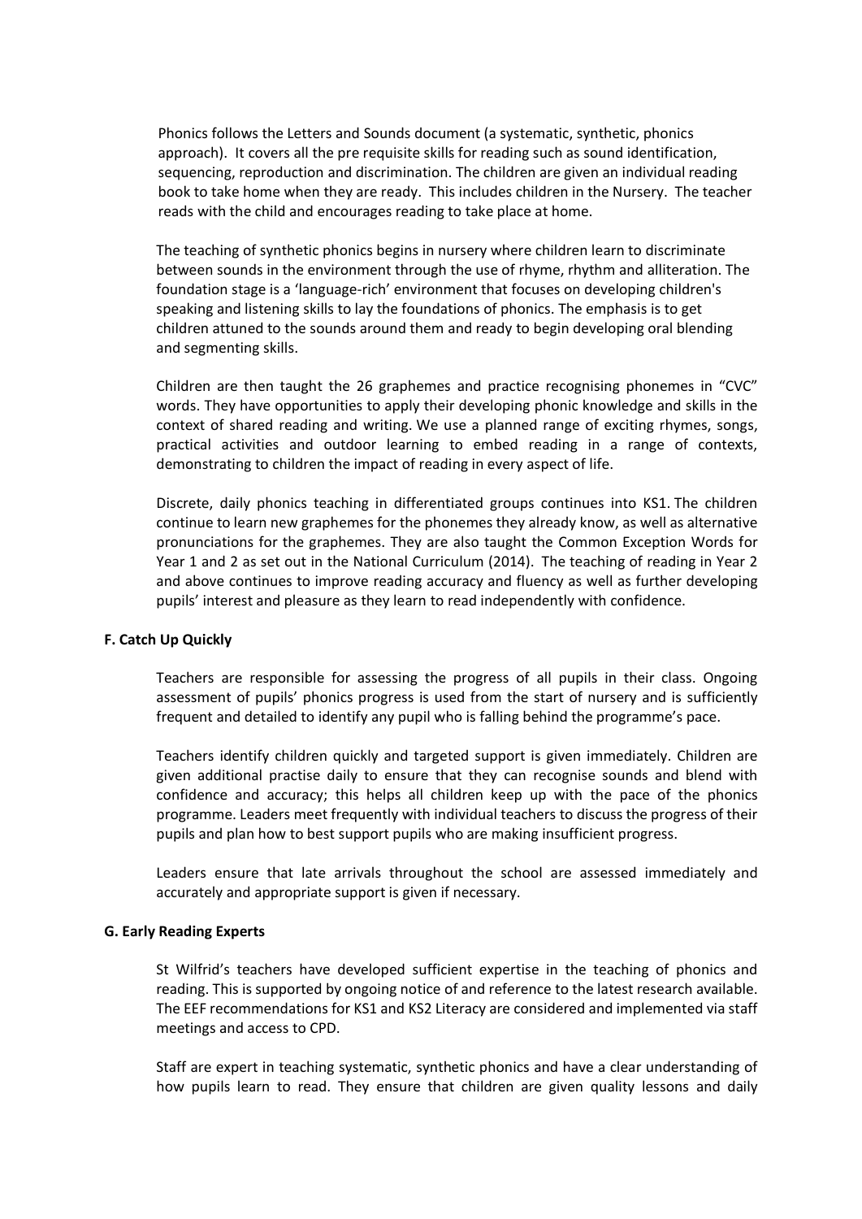Phonics follows the Letters and Sounds document (a systematic, synthetic, phonics approach). It covers all the pre requisite skills for reading such as sound identification, sequencing, reproduction and discrimination. The children are given an individual reading book to take home when they are ready. This includes children in the Nursery. The teacher reads with the child and encourages reading to take place at home.

The teaching of synthetic phonics begins in nursery where children learn to discriminate between sounds in the environment through the use of rhyme, rhythm and alliteration. The foundation stage is a 'language-rich' environment that focuses on developing children's speaking and listening skills to lay the foundations of phonics. The emphasis is to get children attuned to the sounds around them and ready to begin developing oral blending and segmenting skills.

Children are then taught the 26 graphemes and practice recognising phonemes in "CVC" words. They have opportunities to apply their developing phonic knowledge and skills in the context of shared reading and writing. We use a planned range of exciting rhymes, songs, practical activities and outdoor learning to embed reading in a range of contexts, demonstrating to children the impact of reading in every aspect of life.

Discrete, daily phonics teaching in differentiated groups continues into KS1. The children continue to learn new graphemes for the phonemes they already know, as well as alternative pronunciations for the graphemes. They are also taught the Common Exception Words for Year 1 and 2 as set out in the National Curriculum (2014). The teaching of reading in Year 2 and above continues to improve reading accuracy and fluency as well as further developing pupils' interest and pleasure as they learn to read independently with confidence.

**F. Catch Up Quickly**

Teachers are responsible for assessing the progress of all pupils in their class. Ongoing assessment of pupils' phonics progress is used from the start of nursery and is sufficiently frequent and detailed to identify any pupil who is falling behind the programme's pace.

Teachers identify children quickly and targeted support is given immediately. Children are given additional practise daily to ensure that they can recognise sounds and blend with confidence and accuracy; this helps all children keep up with the pace of the phonics programme. Leaders meet frequently with individual teachers to discuss the progress of their pupils and plan how to best support pupils who are making insufficient progress.

Leaders ensure that late arrivals throughout the school are assessed immediately and accurately and appropriate support is given if necessary.

**G. Early Reading Experts**

St Wilfrid's teachers have developed sufficient expertise in the teaching of phonics and reading. This is supported by ongoing notice of and reference to the latest research available. The EEF recommendations for KS1 and KS2 Literacy are considered and implemented via staff meetings and access to CPD.

Staff are expert in teaching systematic, synthetic phonics and have a clear understanding of how pupils learn to read. They ensure that children are given quality lessons and daily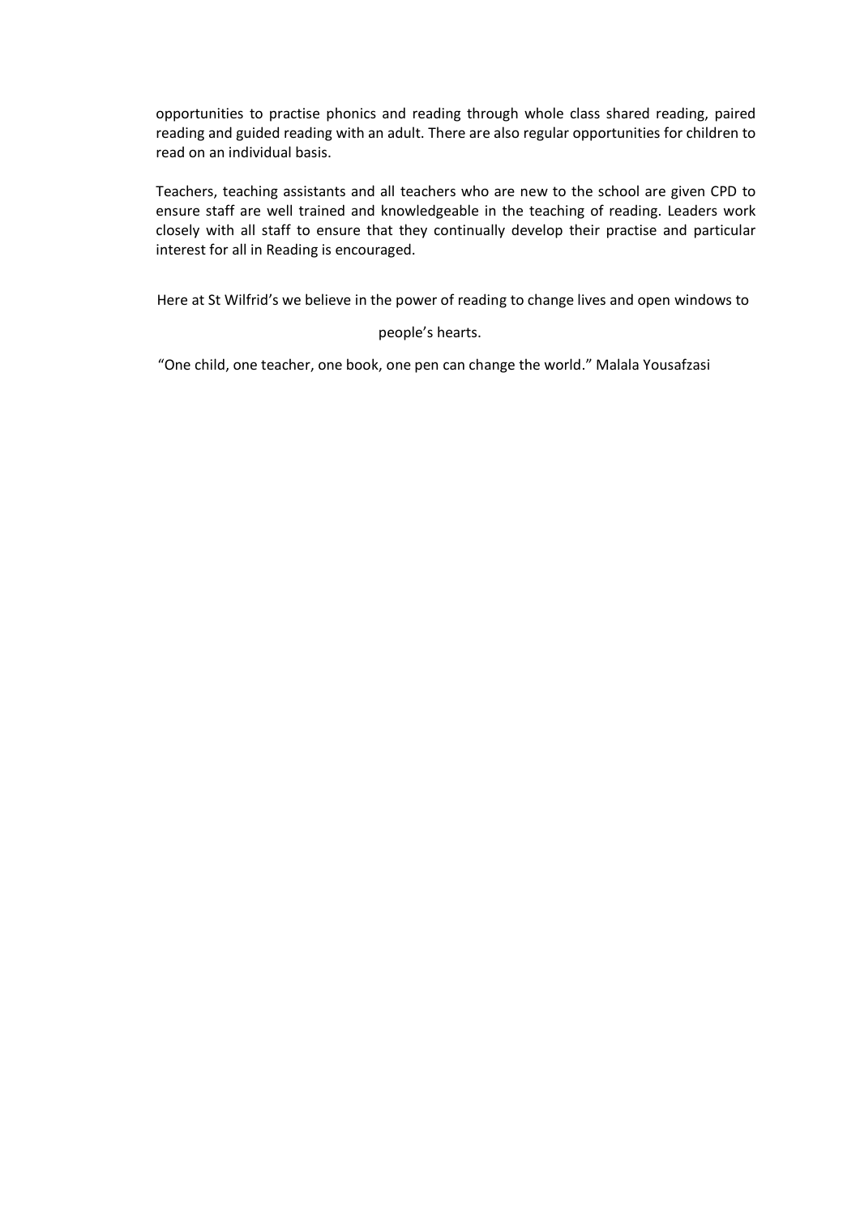opportunities to practise phonics and reading through whole class shared reading, paired reading and guided reading with an adult. There are also regular opportunities for children to read on an individual basis.

Teachers, teaching assistants and all teachers who are new to the school are given CPD to ensure staff are well trained and knowledgeable in the teaching of reading. Leaders work closely with all staff to ensure that they continually develop their practise and particular interest for all in Reading is encouraged.

Here at St Wilfrid's we believe in the power of reading to change lives and open windows to people's hearts.

"One child, one teacher, one book, one pen can change the world." Malala Yousafzasi